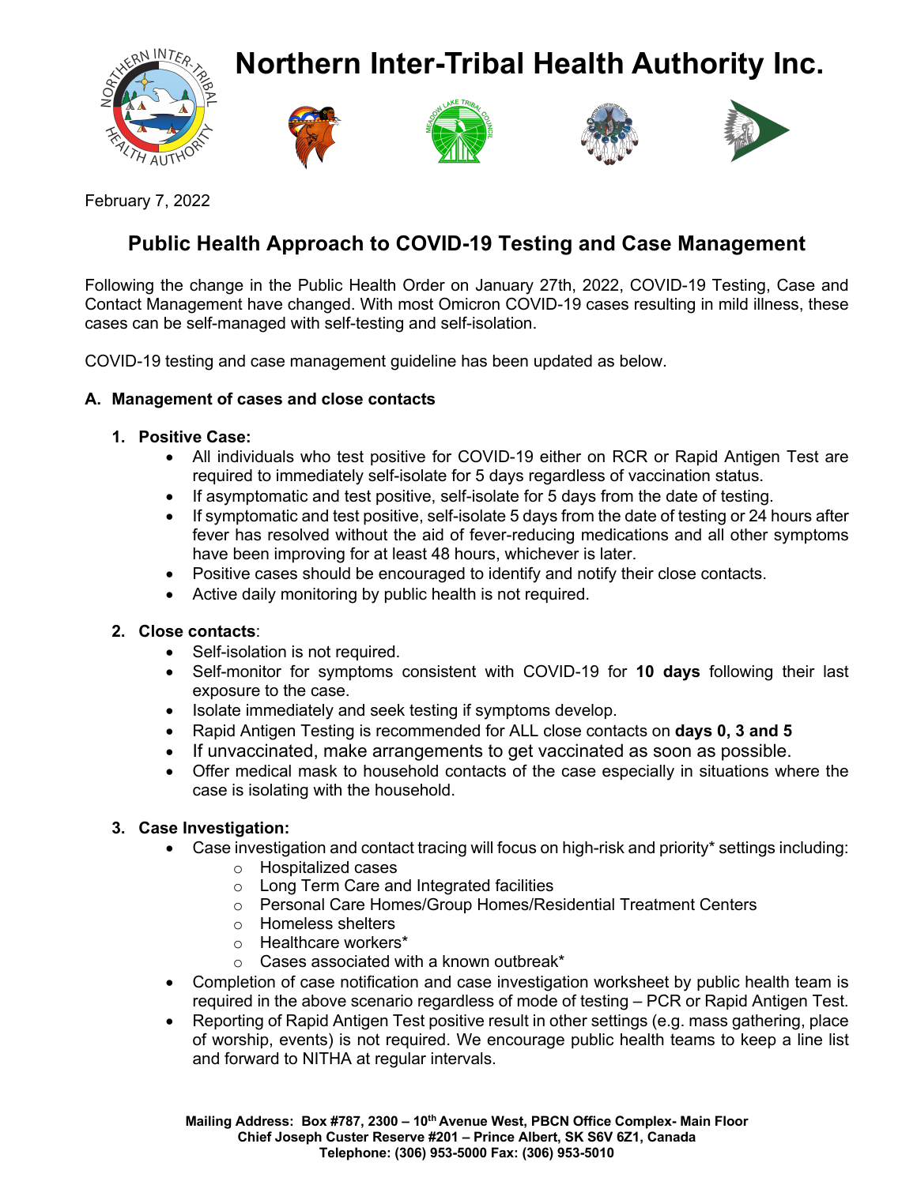# Northern Inter-Tribal Health Authority Inc.

February 7, 2022

## Public Health Approach to COVID-19 Testing and Case Management

Following the change in the Public Health Order on January 27th, 2022, COVID-19 Testing, Case and Contact Management have changed. With most Omicron COVID-19 cases resulting in mild illness, these cases can be self-managed with self-testing and self-isolation.

COVID-19 testing and case management guideline has been updated as below.

### A. Management of cases and close contacts

1. **Positive Case:**
   - All individuals who test positive for COVID-19 either on RCR or Rapid Antigen Test are required to immediately self-isolate for 5 days regardless of vaccination status.
   - If asymptomatic and test positive, self-isolate for 5 days from the date of testing.
   - If symptomatic and test positive, self-isolate 5 days from the date of testing or 24 hours after fever has resolved without the aid of fever-reducing medications and all other symptoms have been improving for at least 48 hours, whichever is later.
   - Positive cases should be encouraged to identify and notify their close contacts.
   - Active daily monitoring by public health is not required.

2. **Close contacts**:
   - Self-isolation is not required.
   - Self-monitor for symptoms consistent with COVID-19 for **10 days** following their last exposure to the case.
   - Isolate immediately and seek testing if symptoms develop.
   - Rapid Antigen Testing is recommended for ALL close contacts on **days 0, 3 and 5**
   - If unvaccinated, make arrangements to get vaccinated as soon as possible.
   - Offer medical mask to household contacts of the case especially in situations where the case is isolating with the household.

3. **Case Investigation:**
   - Case investigation and contact tracing will focus on high-risk and priority* settings including:
     - Hospitalized cases
     - Long Term Care and Integrated facilities
     - Personal Care Homes/Group Homes/Residential Treatment Centers
     - Homeless shelters
     - Healthcare workers*
     - Cases associated with a known outbreak*
   - Completion of case notification and case investigation worksheet by public health team is required in the above scenario regardless of mode of testing – PCR or Rapid Antigen Test.
   - Reporting of Rapid Antigen Test positive result in other settings (e.g. mass gathering, place of worship, events) is not required. We encourage public health teams to keep a line list and forward to NITHA at regular intervals.

**Mailing Address: Box #787, 2300 – 10th Avenue West, PBCN Office Complex- Main Floor**
**Chief Joseph Custer Reserve #201 – Prince Albert, SK S6V 6Z1, Canada**
**Telephone: (306) 953-5000 Fax: (306) 953-5010**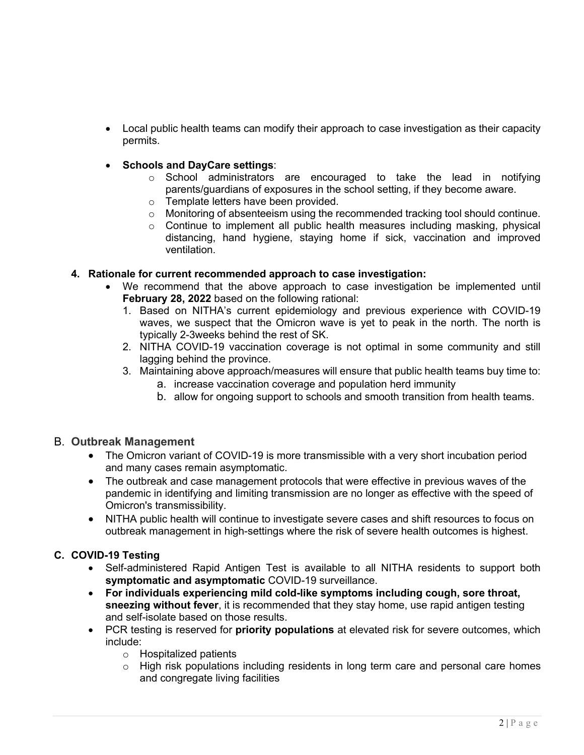- Local public health teams can modify their approach to case investigation as their capacity permits.

- **Schools and DayCare settings**:
  - School administrators are encouraged to take the lead in notifying parents/guardians of exposures in the school setting, if they become aware.
  - Template letters have been provided.
  - Monitoring of absenteeism using the recommended tracking tool should continue.
  - Continue to implement all public health measures including masking, physical distancing, hand hygiene, staying home if sick, vaccination and improved ventilation.

**4. Rationale for current recommended approach to case investigation:**

- We recommend that the above approach to case investigation be implemented until **February 28, 2022** based on the following rational:
  1. Based on NITHA's current epidemiology and previous experience with COVID-19 waves, we suspect that the Omicron wave is yet to peak in the north. The north is typically 2-3weeks behind the rest of SK.
  2. NITHA COVID-19 vaccination coverage is not optimal in some community and still lagging behind the province.
  3. Maintaining above approach/measures will ensure that public health teams buy time to:
     a. increase vaccination coverage and population herd immunity
     b. allow for ongoing support to schools and smooth transition from health teams.

## B. Outbreak Management

- The Omicron variant of COVID-19 is more transmissible with a very short incubation period and many cases remain asymptomatic.
- The outbreak and case management protocols that were effective in previous waves of the pandemic in identifying and limiting transmission are no longer as effective with the speed of Omicron's transmissibility.
- NITHA public health will continue to investigate severe cases and shift resources to focus on outbreak management in high-settings where the risk of severe health outcomes is highest.

## C. COVID-19 Testing

- Self-administered Rapid Antigen Test is available to all NITHA residents to support both **symptomatic and asymptomatic** COVID-19 surveillance.
- **For individuals experiencing mild cold-like symptoms including cough, sore throat, sneezing without fever**, it is recommended that they stay home, use rapid antigen testing and self-isolate based on those results.
- PCR testing is reserved for **priority populations** at elevated risk for severe outcomes, which include:
  - Hospitalized patients
  - High risk populations including residents in long term care and personal care homes and congregate living facilities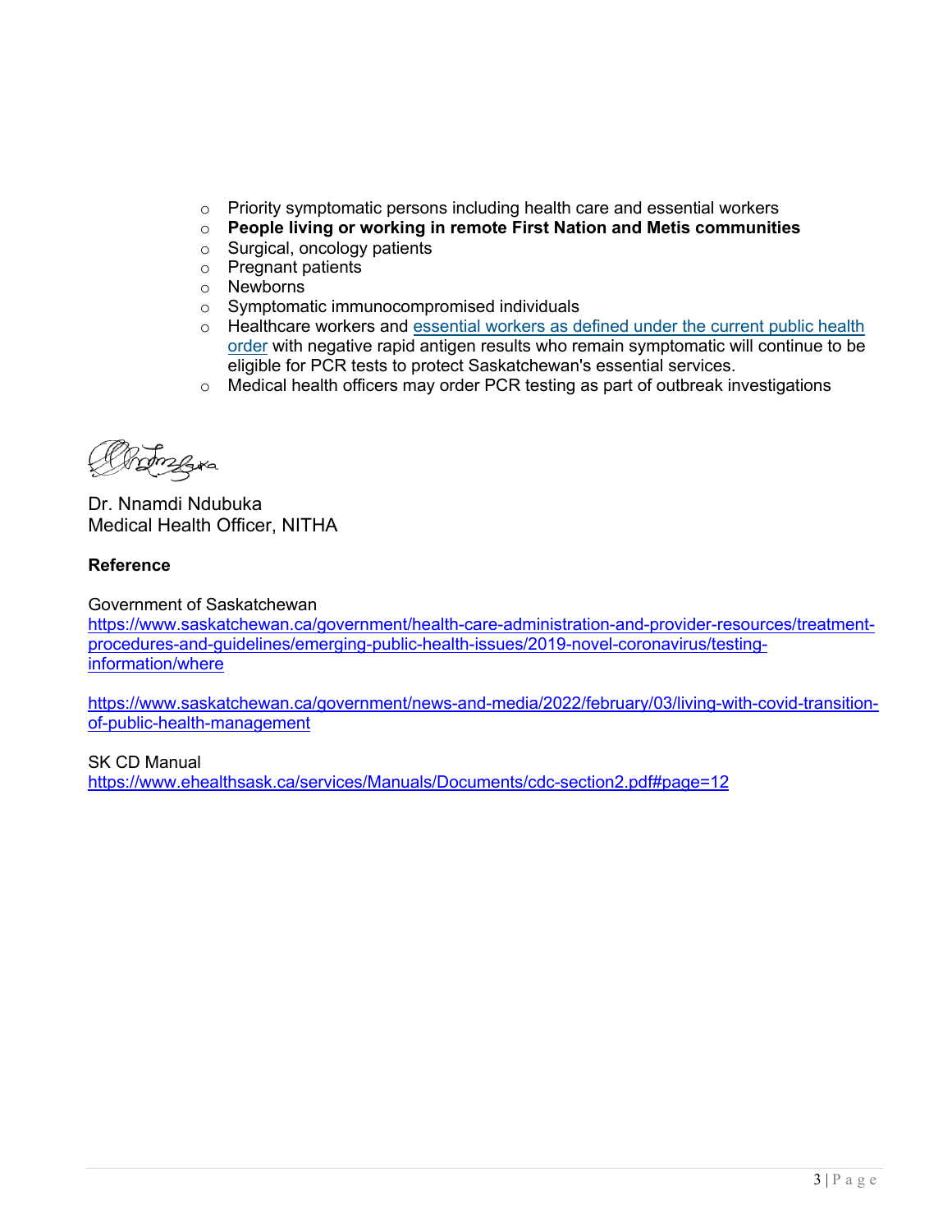- Priority symptomatic persons including health care and essential workers
- **People living or working in remote First Nation and Metis communities**
- Surgical, oncology patients
- Pregnant patients
- Newborns
- Symptomatic immunocompromised individuals
- Healthcare workers and essential workers as defined under the current public health order with negative rapid antigen results who remain symptomatic will continue to be eligible for PCR tests to protect Saskatchewan's essential services.
- Medical health officers may order PCR testing as part of outbreak investigations

Dr. Nnamdi Ndubuka
Medical Health Officer, NITHA

**Reference**

Government of Saskatchewan
https://www.saskatchewan.ca/government/health-care-administration-and-provider-resources/treatment-procedures-and-guidelines/emerging-public-health-issues/2019-novel-coronavirus/testing-information/where

https://www.saskatchewan.ca/government/news-and-media/2022/february/03/living-with-covid-transition-of-public-health-management

SK CD Manual
https://www.ehealthsask.ca/services/Manuals/Documents/cdc-section2.pdf#page=12